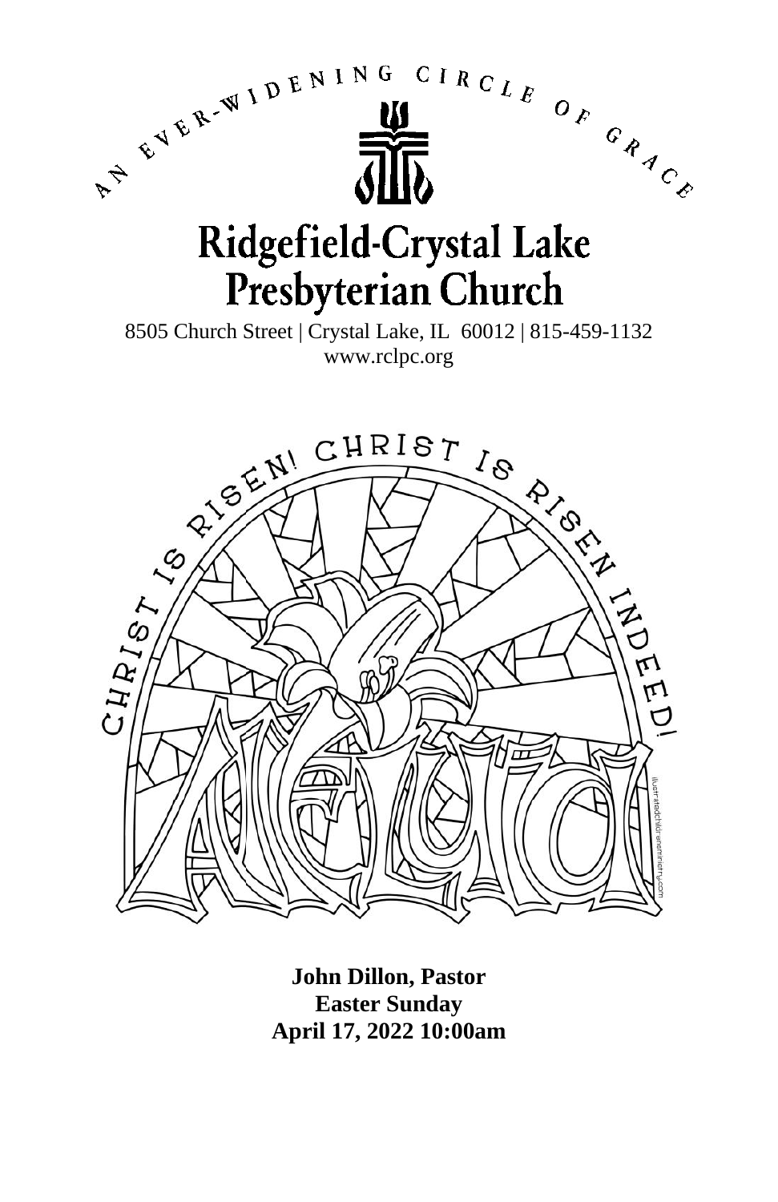AN EVER-WIDENING CIRCLE OF GRACE

# Ridgefield-Crystal Lake Presbyterian Church

8505 Church Street | Crystal Lake, IL 60012 | 815-459-1132
www.rclpc.org

CHRIST IS RISEN! CHRIST IS RISEN INDEED!

ALLELUIA

**John Dillon, Pastor**
**Easter Sunday**
**April 17, 2022 10:00am**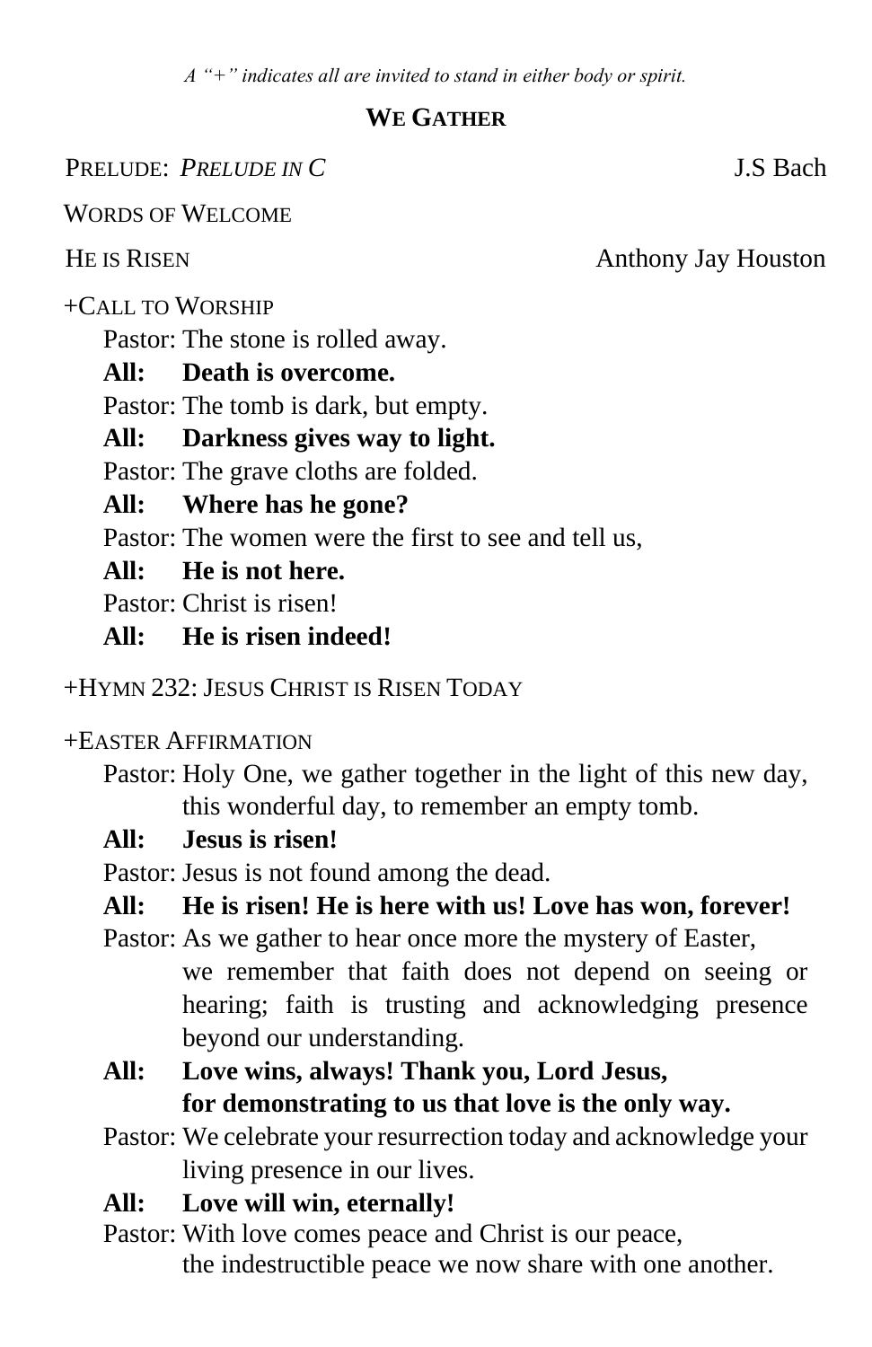*A "+" indicates all are invited to stand in either body or spirit.*

## We Gather

Prelude: *Prelude in C* — J.S Bach

Words of Welcome

He is Risen — Anthony Jay Houston

+Call to Worship

Pastor: The stone is rolled away.

**All: Death is overcome.**

Pastor: The tomb is dark, but empty.

**All: Darkness gives way to light.**

Pastor: The grave cloths are folded.

**All: Where has he gone?**

Pastor: The women were the first to see and tell us,

**All: He is not here.**

Pastor: Christ is risen!

**All: He is risen indeed!**

+Hymn 232: Jesus Christ is Risen Today

+Easter Affirmation

Pastor: Holy One, we gather together in the light of this new day, this wonderful day, to remember an empty tomb.

**All: Jesus is risen!**

Pastor: Jesus is not found among the dead.

**All: He is risen! He is here with us! Love has won, forever!**

Pastor: As we gather to hear once more the mystery of Easter, we remember that faith does not depend on seeing or hearing; faith is trusting and acknowledging presence beyond our understanding.

**All: Love wins, always! Thank you, Lord Jesus, for demonstrating to us that love is the only way.**

Pastor: We celebrate your resurrection today and acknowledge your living presence in our lives.

**All: Love will win, eternally!**

Pastor: With love comes peace and Christ is our peace, the indestructible peace we now share with one another.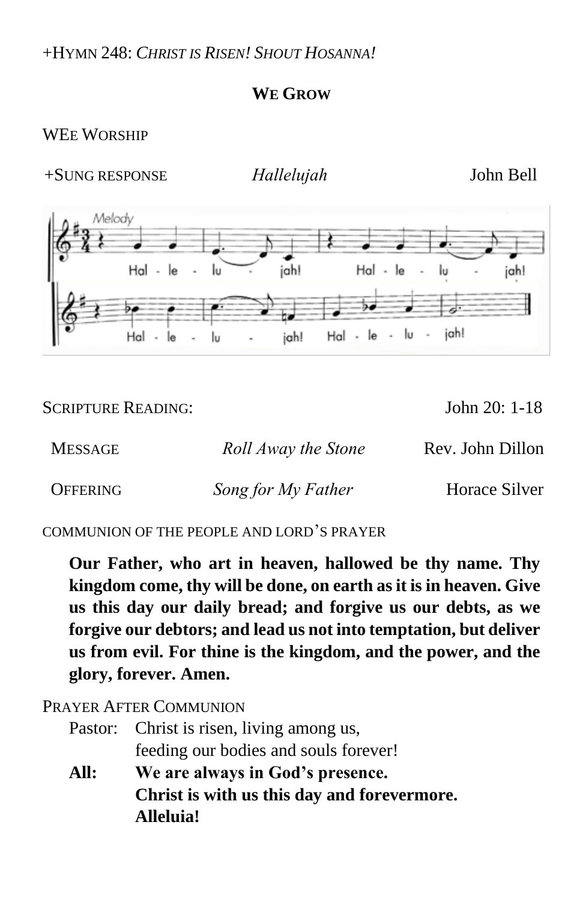+HYMN 248: *CHRIST IS RISEN! SHOUT HOSANNA!*

## WE GROW

WEE WORSHIP

+SUNG RESPONSE *Hallelujah* John Bell

SCRIPTURE READING: John 20: 1-18

MESSAGE *Roll Away the Stone* Rev. John Dillon

OFFERING *Song for My Father* Horace Silver

COMMUNION OF THE PEOPLE AND LORD'S PRAYER

**Our Father, who art in heaven, hallowed be thy name. Thy kingdom come, thy will be done, on earth as it is in heaven. Give us this day our daily bread; and forgive us our debts, as we forgive our debtors; and lead us not into temptation, but deliver us from evil. For thine is the kingdom, and the power, and the glory, forever. Amen.**

PRAYER AFTER COMMUNION

Pastor: Christ is risen, living among us,
feeding our bodies and souls forever!

**All: We are always in God's presence.
Christ is with us this day and forevermore.
Alleluia!**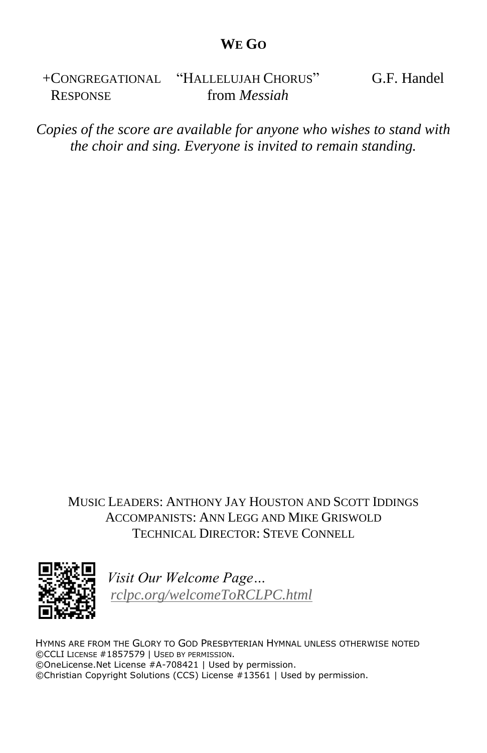## We Go

+Congregational Response — "Hallelujah Chorus" from *Messiah* — G.F. Handel

*Copies of the score are available for anyone who wishes to stand with the choir and sing. Everyone is invited to remain standing.*

Music Leaders: Anthony Jay Houston and Scott Iddings
Accompanists: Ann Legg and Mike Griswold
Technical Director: Steve Connell

*Visit Our Welcome Page…*
*rclpc.org/welcomeToRCLPC.html*

Hymns are from the Glory to God Presbyterian Hymnal unless otherwise noted
©CCLI License #1857579 | Used by permission.
©OneLicense.Net License #A-708421 | Used by permission.
©Christian Copyright Solutions (CCS) License #13561 | Used by permission.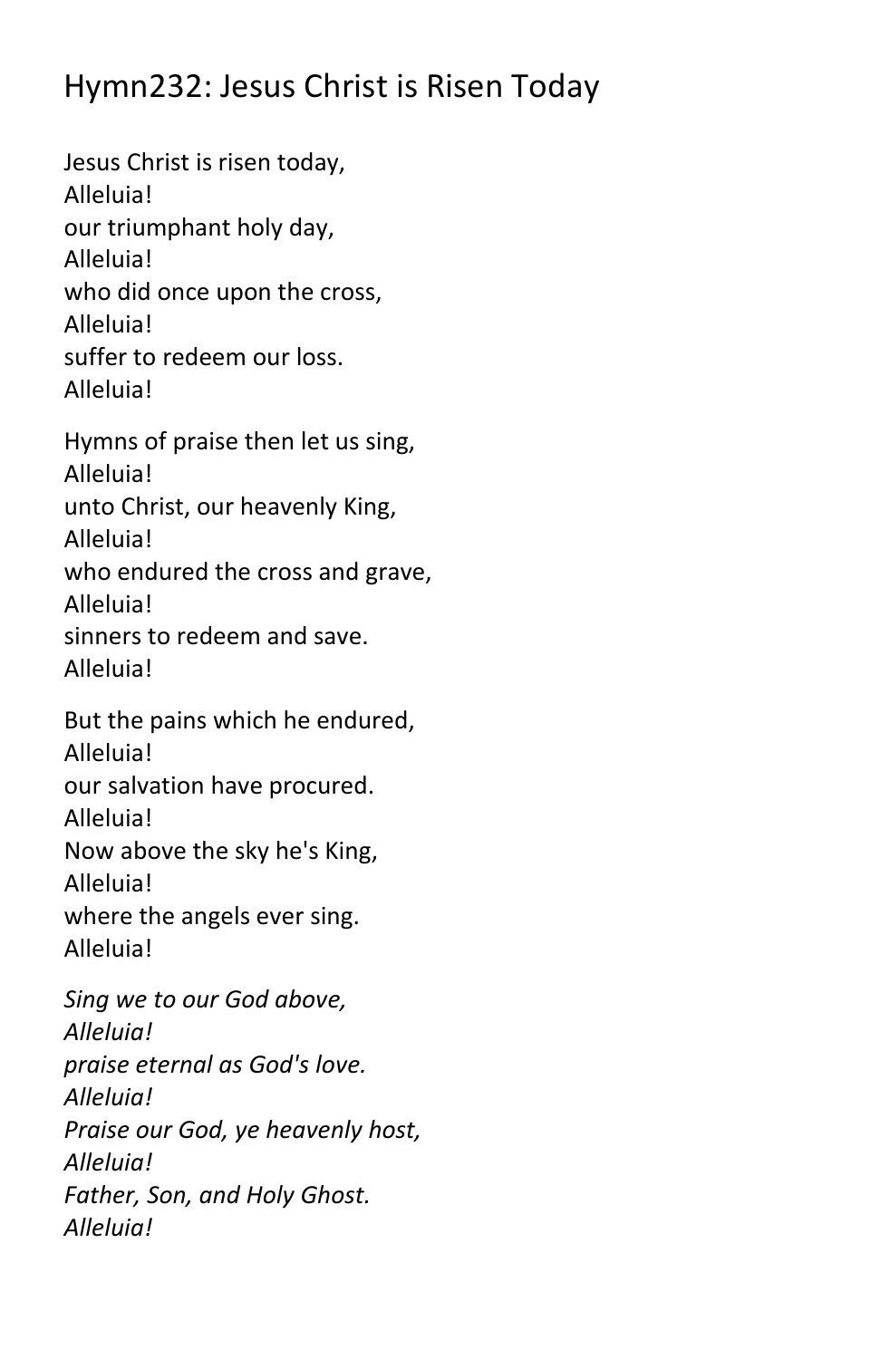# Hymn232: Jesus Christ is Risen Today

Jesus Christ is risen today,
Alleluia!
our triumphant holy day,
Alleluia!
who did once upon the cross,
Alleluia!
suffer to redeem our loss.
Alleluia!

Hymns of praise then let us sing,
Alleluia!
unto Christ, our heavenly King,
Alleluia!
who endured the cross and grave,
Alleluia!
sinners to redeem and save.
Alleluia!

But the pains which he endured,
Alleluia!
our salvation have procured.
Alleluia!
Now above the sky he's King,
Alleluia!
where the angels ever sing.
Alleluia!

*Sing we to our God above,*
*Alleluia!*
*praise eternal as God's love.*
*Alleluia!*
*Praise our God, ye heavenly host,*
*Alleluia!*
*Father, Son, and Holy Ghost.*
*Alleluia!*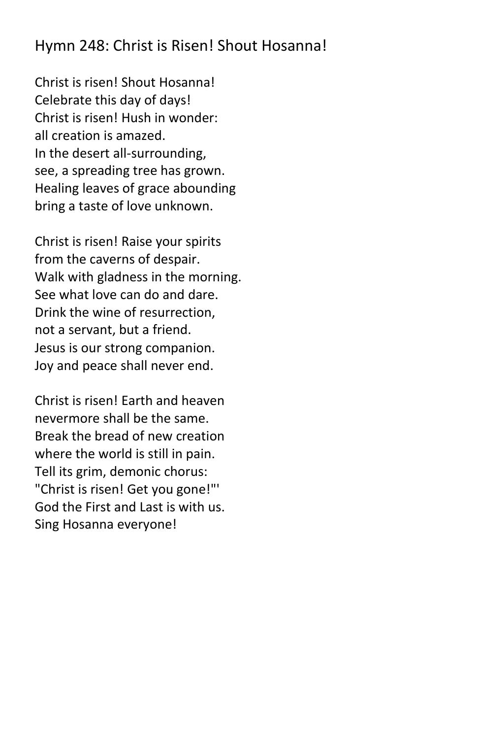## Hymn 248: Christ is Risen! Shout Hosanna!

Christ is risen! Shout Hosanna!
Celebrate this day of days!
Christ is risen! Hush in wonder:
all creation is amazed.
In the desert all-surrounding,
see, a spreading tree has grown.
Healing leaves of grace abounding
bring a taste of love unknown.

Christ is risen! Raise your spirits
from the caverns of despair.
Walk with gladness in the morning.
See what love can do and dare.
Drink the wine of resurrection,
not a servant, but a friend.
Jesus is our strong companion.
Joy and peace shall never end.

Christ is risen! Earth and heaven
nevermore shall be the same.
Break the bread of new creation
where the world is still in pain.
Tell its grim, demonic chorus:
"Christ is risen! Get you gone!"'
God the First and Last is with us.
Sing Hosanna everyone!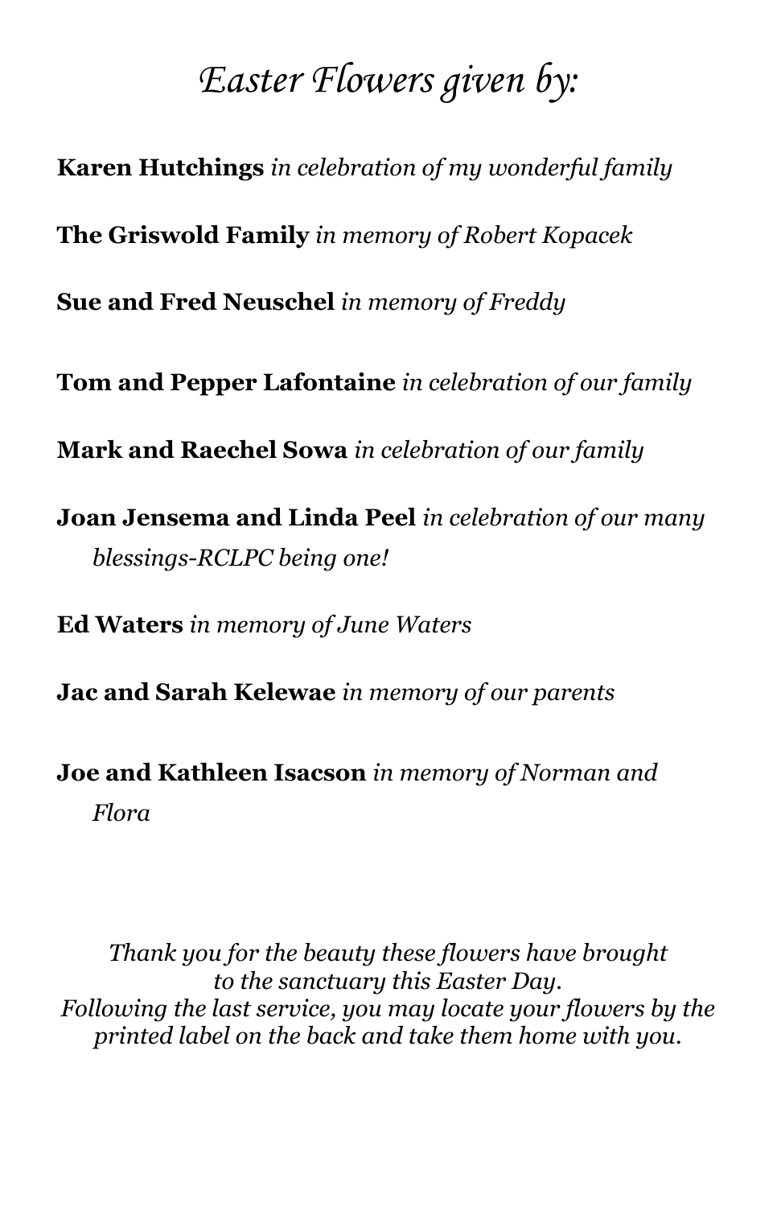# *Easter Flowers given by:*

**Karen Hutchings** *in celebration of my wonderful family*

**The Griswold Family** *in memory of Robert Kopacek*

**Sue and Fred Neuschel** *in memory of Freddy*

**Tom and Pepper Lafontaine** *in celebration of our family*

**Mark and Raechel Sowa** *in celebration of our family*

**Joan Jensema and Linda Peel** *in celebration of our many blessings-RCLPC being one!*

**Ed Waters** *in memory of June Waters*

**Jac and Sarah Kelewae** *in memory of our parents*

**Joe and Kathleen Isacson** *in memory of Norman and Flora*

*Thank you for the beauty these flowers have brought to the sanctuary this Easter Day. Following the last service, you may locate your flowers by the printed label on the back and take them home with you.*